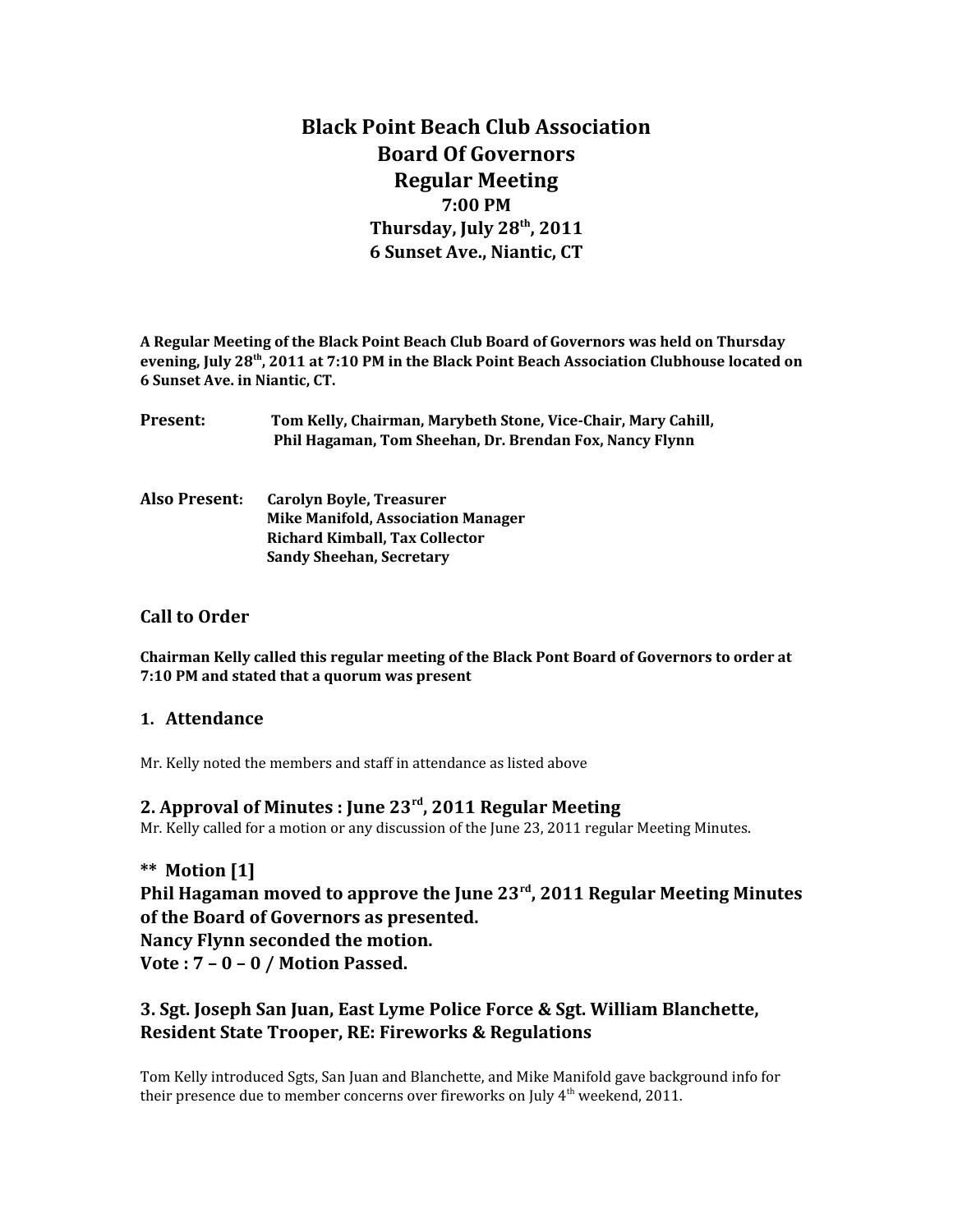# Black Point Beach Club Association
# Board Of Governors
# Regular Meeting
### 7:00 PM
### Thursday, July 28th, 2011
### 6 Sunset Ave., Niantic, CT

**A Regular Meeting of the Black Point Beach Club Board of Governors was held on Thursday evening, July 28th, 2011 at 7:10 PM in the Black Point Beach Association Clubhouse located on 6 Sunset Ave. in Niantic, CT.**

**Present:** **Tom Kelly, Chairman, Marybeth Stone, Vice-Chair, Mary Cahill, Phil Hagaman, Tom Sheehan, Dr. Brendan Fox, Nancy Flynn**

**Also Present:** **Carolyn Boyle, Treasurer**
**Mike Manifold, Association Manager**
**Richard Kimball, Tax Collector**
**Sandy Sheehan, Secretary**

## Call to Order

**Chairman Kelly called this regular meeting of the Black Pont Board of Governors to order at 7:10 PM and stated that a quorum was present**

## 1. Attendance

Mr. Kelly noted the members and staff in attendance as listed above

## 2. Approval of Minutes : June 23rd, 2011 Regular Meeting

Mr. Kelly called for a motion or any discussion of the June 23, 2011 regular Meeting Minutes.

### ** Motion [1]
### Phil Hagaman moved to approve the June 23rd, 2011 Regular Meeting Minutes of the Board of Governors as presented.
### Nancy Flynn seconded the motion.
### Vote : 7 – 0 – 0 / Motion Passed.

## 3. Sgt. Joseph San Juan, East Lyme Police Force & Sgt. William Blanchette, Resident State Trooper, RE: Fireworks & Regulations

Tom Kelly introduced Sgts, San Juan and Blanchette, and Mike Manifold gave background info for their presence due to member concerns over fireworks on July 4th weekend, 2011.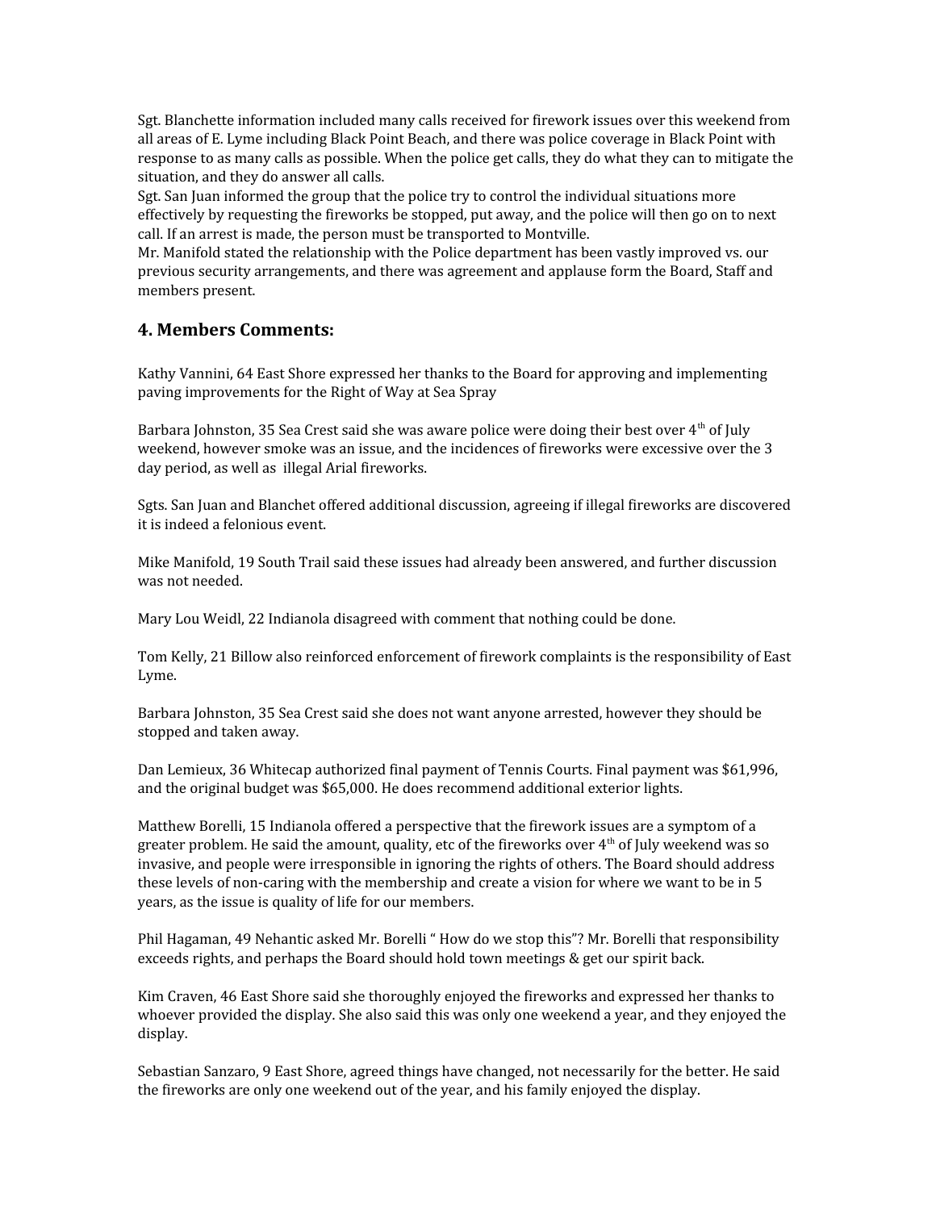Sgt. Blanchette information included many calls received for firework issues over this weekend from all areas of E. Lyme including Black Point Beach, and there was police coverage in Black Point with response to as many calls as possible. When the police get calls, they do what they can to mitigate the situation, and they do answer all calls.

Sgt. San Juan informed the group that the police try to control the individual situations more effectively by requesting the fireworks be stopped, put away, and the police will then go on to next call. If an arrest is made, the person must be transported to Montville.

Mr. Manifold stated the relationship with the Police department has been vastly improved vs. our previous security arrangements, and there was agreement and applause form the Board, Staff and members present.

## 4. Members Comments:

Kathy Vannini, 64 East Shore expressed her thanks to the Board for approving and implementing paving improvements for the Right of Way at Sea Spray

Barbara Johnston, 35 Sea Crest said she was aware police were doing their best over 4th of July weekend, however smoke was an issue, and the incidences of fireworks were excessive over the 3 day period, as well as illegal Arial fireworks.

Sgts. San Juan and Blanchet offered additional discussion, agreeing if illegal fireworks are discovered it is indeed a felonious event.

Mike Manifold, 19 South Trail said these issues had already been answered, and further discussion was not needed.

Mary Lou Weidl, 22 Indianola disagreed with comment that nothing could be done.

Tom Kelly, 21 Billow also reinforced enforcement of firework complaints is the responsibility of East Lyme.

Barbara Johnston, 35 Sea Crest said she does not want anyone arrested, however they should be stopped and taken away.

Dan Lemieux, 36 Whitecap authorized final payment of Tennis Courts. Final payment was $61,996, and the original budget was $65,000. He does recommend additional exterior lights.

Matthew Borelli, 15 Indianola offered a perspective that the firework issues are a symptom of a greater problem. He said the amount, quality, etc of the fireworks over 4th of July weekend was so invasive, and people were irresponsible in ignoring the rights of others. The Board should address these levels of non-caring with the membership and create a vision for where we want to be in 5 years, as the issue is quality of life for our members.

Phil Hagaman, 49 Nehantic asked Mr. Borelli " How do we stop this"? Mr. Borelli that responsibility exceeds rights, and perhaps the Board should hold town meetings & get our spirit back.

Kim Craven, 46 East Shore said she thoroughly enjoyed the fireworks and expressed her thanks to whoever provided the display. She also said this was only one weekend a year, and they enjoyed the display.

Sebastian Sanzaro, 9 East Shore, agreed things have changed, not necessarily for the better. He said the fireworks are only one weekend out of the year, and his family enjoyed the display.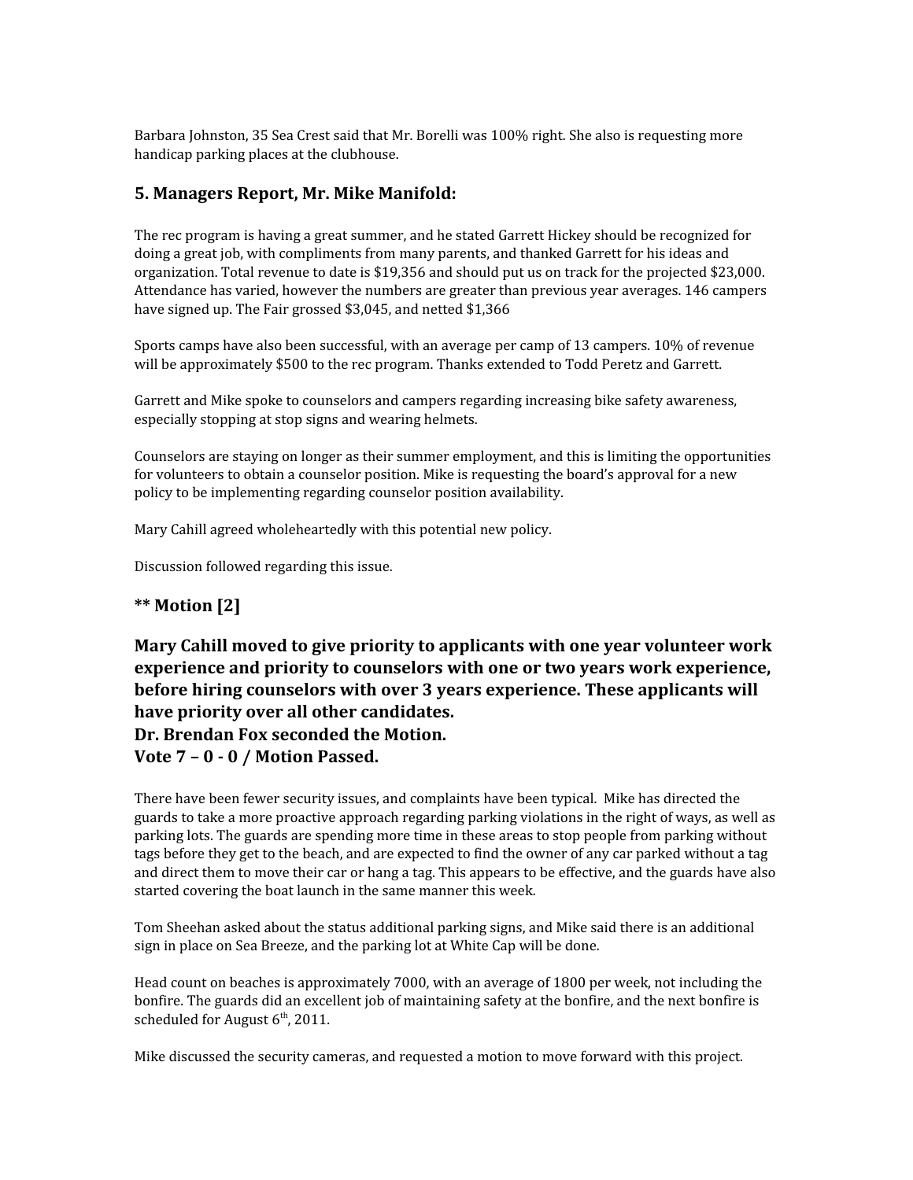Barbara Johnston, 35 Sea Crest said that Mr. Borelli was 100% right. She also is requesting more handicap parking places at the clubhouse.

## 5. Managers Report, Mr. Mike Manifold:

The rec program is having a great summer, and he stated Garrett Hickey should be recognized for doing a great job, with compliments from many parents, and thanked Garrett for his ideas and organization. Total revenue to date is $19,356 and should put us on track for the projected $23,000. Attendance has varied, however the numbers are greater than previous year averages. 146 campers have signed up. The Fair grossed $3,045, and netted $1,366

Sports camps have also been successful, with an average per camp of 13 campers. 10% of revenue will be approximately $500 to the rec program. Thanks extended to Todd Peretz and Garrett.

Garrett and Mike spoke to counselors and campers regarding increasing bike safety awareness, especially stopping at stop signs and wearing helmets.

Counselors are staying on longer as their summer employment, and this is limiting the opportunities for volunteers to obtain a counselor position. Mike is requesting the board's approval for a new policy to be implementing regarding counselor position availability.

Mary Cahill agreed wholeheartedly with this potential new policy.

Discussion followed regarding this issue.

### ** Motion [2]

### Mary Cahill moved to give priority to applicants with one year volunteer work experience and priority to counselors with one or two years work experience, before hiring counselors with over 3 years experience. These applicants will have priority over all other candidates.
### Dr. Brendan Fox seconded the Motion.
### Vote 7 – 0 - 0 / Motion Passed.

There have been fewer security issues, and complaints have been typical. Mike has directed the guards to take a more proactive approach regarding parking violations in the right of ways, as well as parking lots. The guards are spending more time in these areas to stop people from parking without tags before they get to the beach, and are expected to find the owner of any car parked without a tag and direct them to move their car or hang a tag. This appears to be effective, and the guards have also started covering the boat launch in the same manner this week.

Tom Sheehan asked about the status additional parking signs, and Mike said there is an additional sign in place on Sea Breeze, and the parking lot at White Cap will be done.

Head count on beaches is approximately 7000, with an average of 1800 per week, not including the bonfire. The guards did an excellent job of maintaining safety at the bonfire, and the next bonfire is scheduled for August 6th, 2011.

Mike discussed the security cameras, and requested a motion to move forward with this project.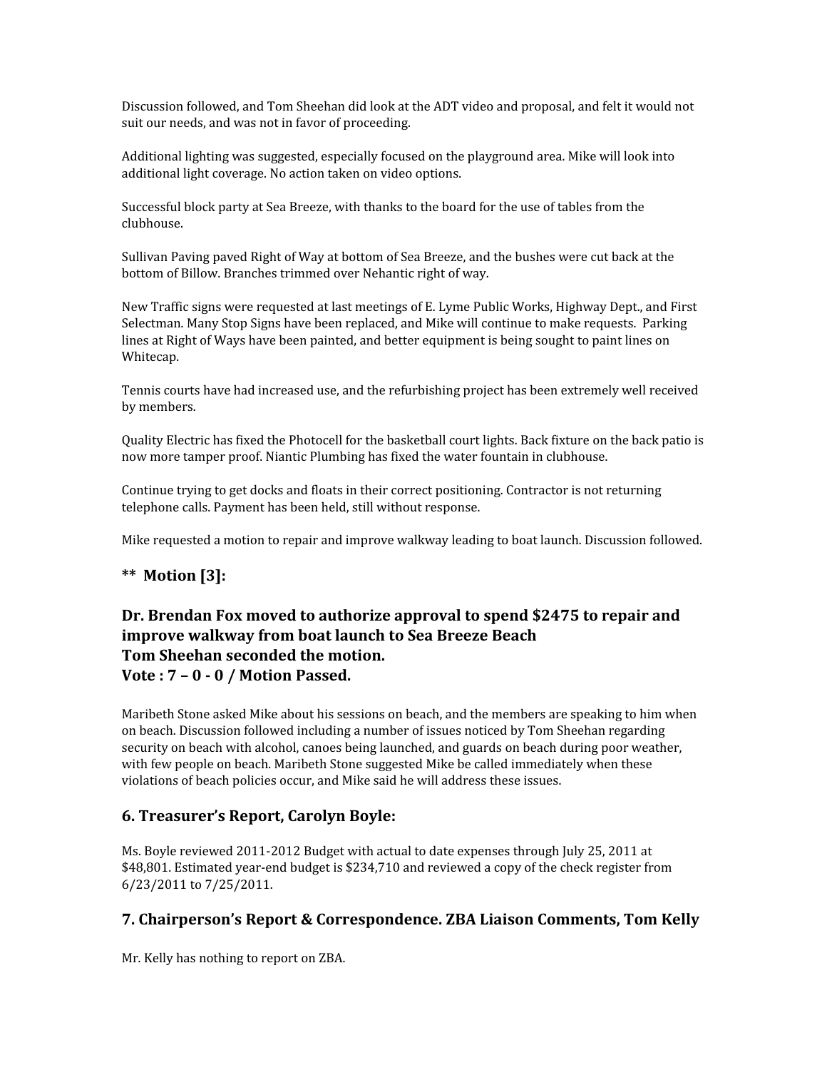Discussion followed, and Tom Sheehan did look at the ADT video and proposal, and felt it would not suit our needs, and was not in favor of proceeding.

Additional lighting was suggested, especially focused on the playground area. Mike will look into additional light coverage. No action taken on video options.

Successful block party at Sea Breeze, with thanks to the board for the use of tables from the clubhouse.

Sullivan Paving paved Right of Way at bottom of Sea Breeze, and the bushes were cut back at the bottom of Billow. Branches trimmed over Nehantic right of way.

New Traffic signs were requested at last meetings of E. Lyme Public Works, Highway Dept., and First Selectman. Many Stop Signs have been replaced, and Mike will continue to make requests. Parking lines at Right of Ways have been painted, and better equipment is being sought to paint lines on Whitecap.

Tennis courts have had increased use, and the refurbishing project has been extremely well received by members.

Quality Electric has fixed the Photocell for the basketball court lights. Back fixture on the back patio is now more tamper proof. Niantic Plumbing has fixed the water fountain in clubhouse.

Continue trying to get docks and floats in their correct positioning. Contractor is not returning telephone calls. Payment has been held, still without response.

Mike requested a motion to repair and improve walkway leading to boat launch. Discussion followed.

### ** Motion [3]:

### Dr. Brendan Fox moved to authorize approval to spend $2475 to repair and improve walkway from boat launch to Sea Breeze Beach
### Tom Sheehan seconded the motion.
### Vote : 7 – 0 - 0 / Motion Passed.

Maribeth Stone asked Mike about his sessions on beach, and the members are speaking to him when on beach. Discussion followed including a number of issues noticed by Tom Sheehan regarding security on beach with alcohol, canoes being launched, and guards on beach during poor weather, with few people on beach. Maribeth Stone suggested Mike be called immediately when these violations of beach policies occur, and Mike said he will address these issues.

## 6. Treasurer's Report, Carolyn Boyle:

Ms. Boyle reviewed 2011-2012 Budget with actual to date expenses through July 25, 2011 at $48,801. Estimated year-end budget is $234,710 and reviewed a copy of the check register from 6/23/2011 to 7/25/2011.

## 7. Chairperson's Report & Correspondence. ZBA Liaison Comments, Tom Kelly

Mr. Kelly has nothing to report on ZBA.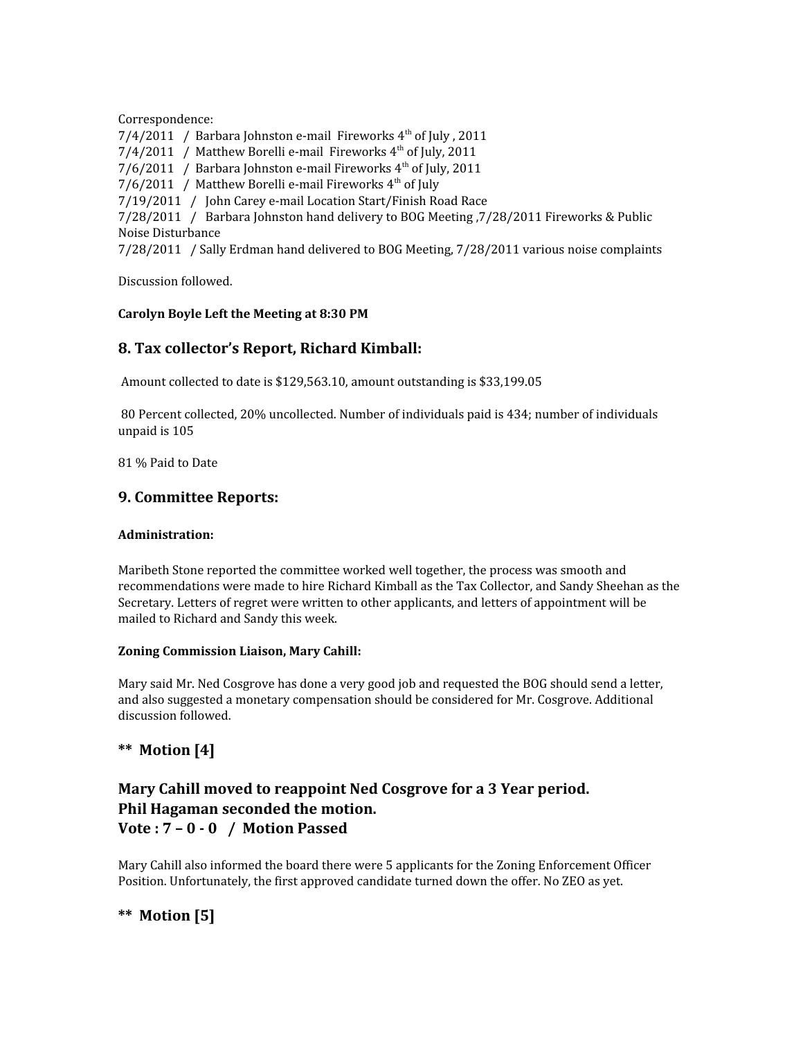Correspondence:
7/4/2011 / Barbara Johnston e-mail Fireworks 4th of July , 2011
7/4/2011 / Matthew Borelli e-mail Fireworks 4th of July, 2011
7/6/2011 / Barbara Johnston e-mail Fireworks 4th of July, 2011
7/6/2011 / Matthew Borelli e-mail Fireworks 4th of July
7/19/2011 / John Carey e-mail Location Start/Finish Road Race
7/28/2011 / Barbara Johnston hand delivery to BOG Meeting ,7/28/2011 Fireworks & Public Noise Disturbance
7/28/2011 / Sally Erdman hand delivered to BOG Meeting, 7/28/2011 various noise complaints

Discussion followed.

**Carolyn Boyle Left the Meeting at 8:30 PM**

## 8. Tax collector's Report, Richard Kimball:

Amount collected to date is $129,563.10, amount outstanding is $33,199.05

80 Percent collected, 20% uncollected. Number of individuals paid is 434; number of individuals unpaid is 105

81 % Paid to Date

## 9. Committee Reports:

**Administration:**

Maribeth Stone reported the committee worked well together, the process was smooth and recommendations were made to hire Richard Kimball as the Tax Collector, and Sandy Sheehan as the Secretary. Letters of regret were written to other applicants, and letters of appointment will be mailed to Richard and Sandy this week.

**Zoning Commission Liaison, Mary Cahill:**

Mary said Mr. Ned Cosgrove has done a very good job and requested the BOG should send a letter, and also suggested a monetary compensation should be considered for Mr. Cosgrove. Additional discussion followed.

## ** Motion [4]

## Mary Cahill moved to reappoint Ned Cosgrove for a 3 Year period.
## Phil Hagaman seconded the motion.
## Vote : 7 – 0 - 0 / Motion Passed

Mary Cahill also informed the board there were 5 applicants for the Zoning Enforcement Officer Position. Unfortunately, the first approved candidate turned down the offer. No ZEO as yet.

## ** Motion [5]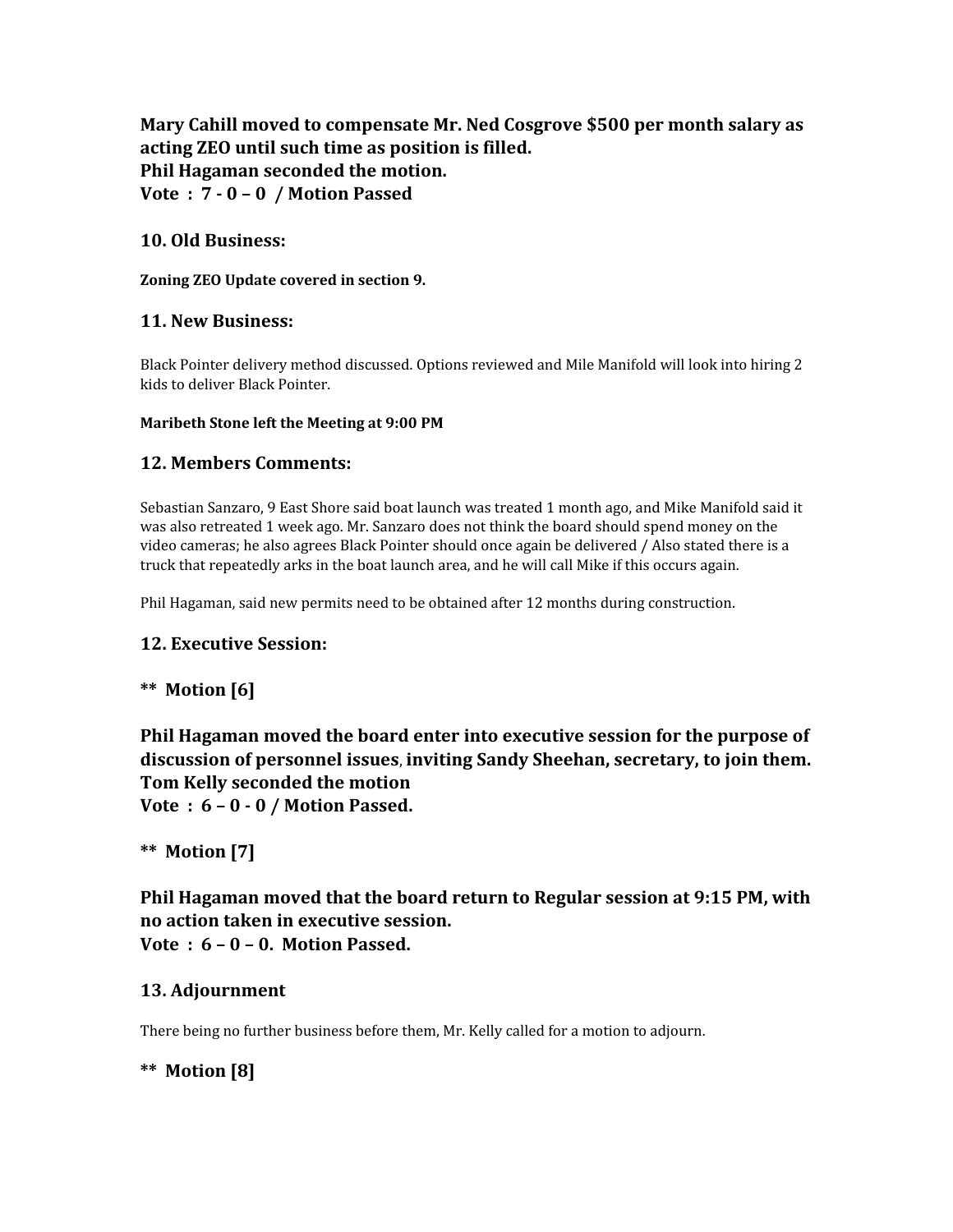**Mary Cahill moved to compensate Mr. Ned Cosgrove $500 per month salary as acting ZEO until such time as position is filled.**
**Phil Hagaman seconded the motion.**
**Vote : 7 - 0 – 0 / Motion Passed**

## 10. Old Business:

**Zoning ZEO Update covered in section 9.**

## 11. New Business:

Black Pointer delivery method discussed. Options reviewed and Mile Manifold will look into hiring 2 kids to deliver Black Pointer.

**Maribeth Stone left the Meeting at 9:00 PM**

## 12. Members Comments:

Sebastian Sanzaro, 9 East Shore said boat launch was treated 1 month ago, and Mike Manifold said it was also retreated 1 week ago. Mr. Sanzaro does not think the board should spend money on the video cameras; he also agrees Black Pointer should once again be delivered / Also stated there is a truck that repeatedly arks in the boat launch area, and he will call Mike if this occurs again.

Phil Hagaman, said new permits need to be obtained after 12 months during construction.

## 12. Executive Session:

**** Motion [6]**

**Phil Hagaman moved the board enter into executive session for the purpose of discussion of personnel issues, inviting Sandy Sheehan, secretary, to join them.**
**Tom Kelly seconded the motion**
**Vote : 6 – 0 - 0 / Motion Passed.**

**** Motion [7]**

**Phil Hagaman moved that the board return to Regular session at 9:15 PM, with no action taken in executive session.**
**Vote : 6 – 0 – 0. Motion Passed.**

## 13. Adjournment

There being no further business before them, Mr. Kelly called for a motion to adjourn.

**** Motion [8]**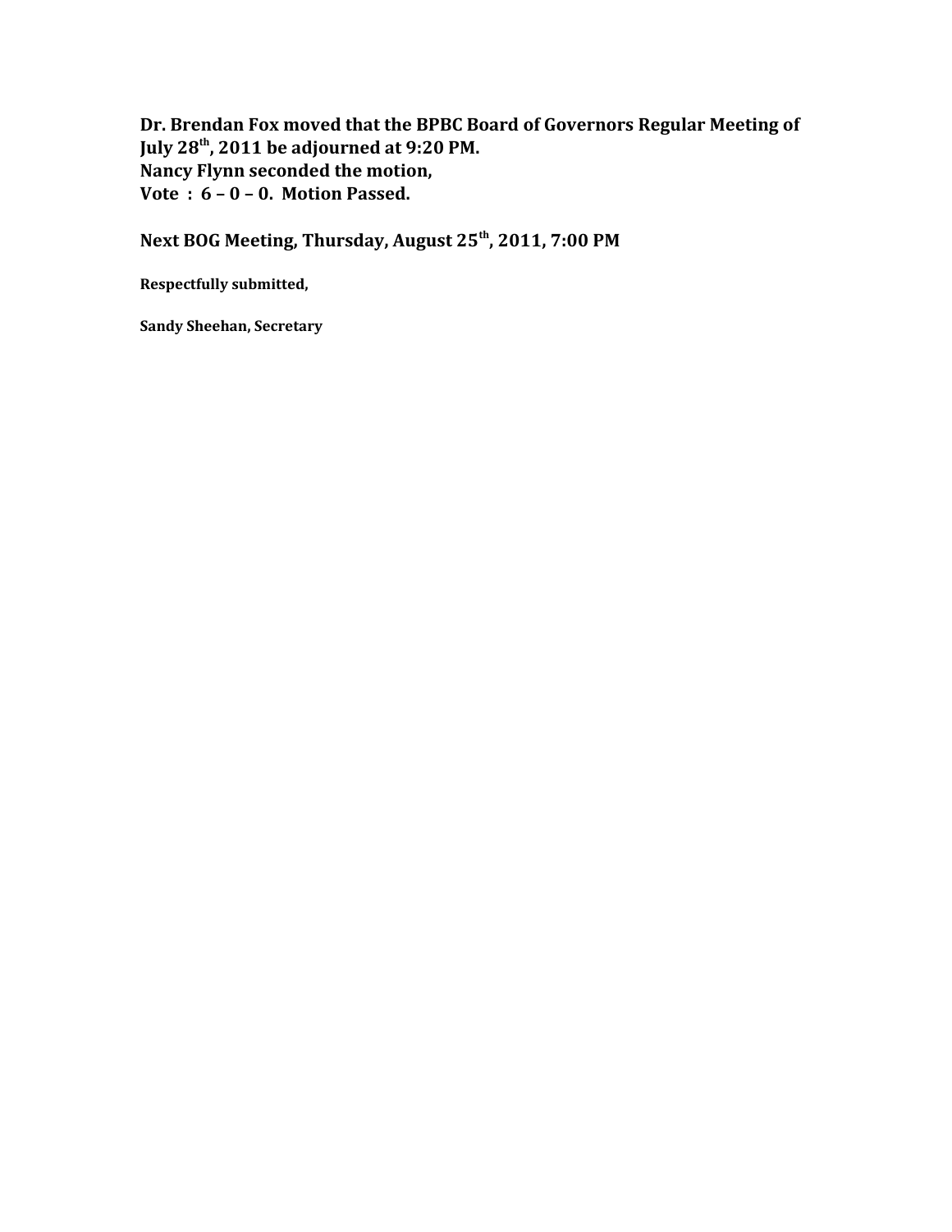**Dr. Brendan Fox moved that the BPBC Board of Governors Regular Meeting of July 28th, 2011 be adjourned at 9:20 PM.**
**Nancy Flynn seconded the motion,**
**Vote : 6 – 0 – 0. Motion Passed.**

**Next BOG Meeting, Thursday, August 25th, 2011, 7:00 PM**

**Respectfully submitted,**

**Sandy Sheehan, Secretary**